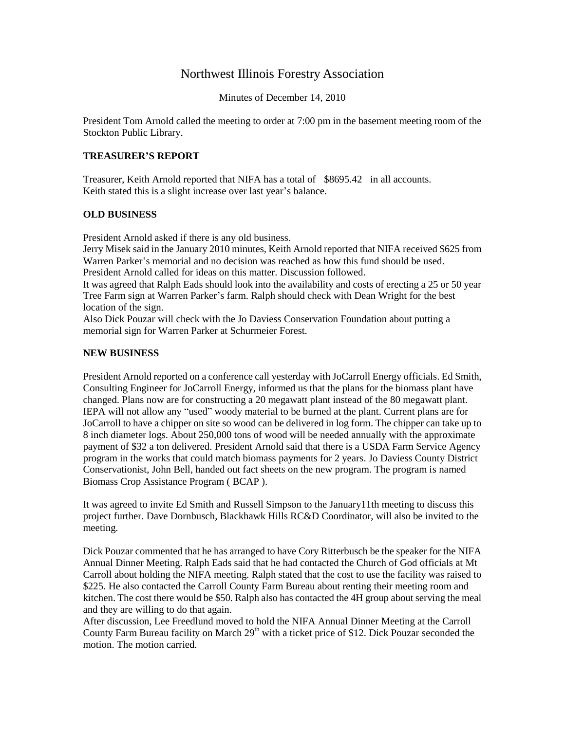# Northwest Illinois Forestry Association

Minutes of December 14, 2010

President Tom Arnold called the meeting to order at 7:00 pm in the basement meeting room of the Stockton Public Library.

### TREASURER'S REPORT

Treasurer, Keith Arnold reported that NIFA has a total of $8695.42 in all accounts.
Keith stated this is a slight increase over last year's balance.

### OLD BUSINESS

President Arnold asked if there is any old business.
Jerry Misek said in the January 2010 minutes, Keith Arnold reported that NIFA received $625 from Warren Parker's memorial and no decision was reached as how this fund should be used.
President Arnold called for ideas on this matter. Discussion followed.
It was agreed that Ralph Eads should look into the availability and costs of erecting a 25 or 50 year Tree Farm sign at Warren Parker's farm. Ralph should check with Dean Wright for the best location of the sign.
Also Dick Pouzar will check with the Jo Daviess Conservation Foundation about putting a memorial sign for Warren Parker at Schurmeier Forest.

### NEW BUSINESS

President Arnold reported on a conference call yesterday with JoCarroll Energy officials. Ed Smith, Consulting Engineer for JoCarroll Energy, informed us that the plans for the biomass plant have changed. Plans now are for constructing a 20 megawatt plant instead of the 80 megawatt plant. IEPA will not allow any "used" woody material to be burned at the plant. Current plans are for JoCarroll to have a chipper on site so wood can be delivered in log form. The chipper can take up to 8 inch diameter logs. About 250,000 tons of wood will be needed annually with the approximate payment of $32 a ton delivered. President Arnold said that there is a USDA Farm Service Agency program in the works that could match biomass payments for 2 years. Jo Daviess County District Conservationist, John Bell, handed out fact sheets on the new program. The program is named Biomass Crop Assistance Program ( BCAP ).

It was agreed to invite Ed Smith and Russell Simpson to the January11th meeting to discuss this project further. Dave Dornbusch, Blackhawk Hills RC&D Coordinator, will also be invited to the meeting.

Dick Pouzar commented that he has arranged to have Cory Ritterbusch be the speaker for the NIFA Annual Dinner Meeting. Ralph Eads said that he had contacted the Church of God officials at Mt Carroll about holding the NIFA meeting. Ralph stated that the cost to use the facility was raised to $225. He also contacted the Carroll County Farm Bureau about renting their meeting room and kitchen. The cost there would be $50. Ralph also has contacted the 4H group about serving the meal and they are willing to do that again.
After discussion, Lee Freedlund moved to hold the NIFA Annual Dinner Meeting at the Carroll County Farm Bureau facility on March 29th with a ticket price of $12. Dick Pouzar seconded the motion. The motion carried.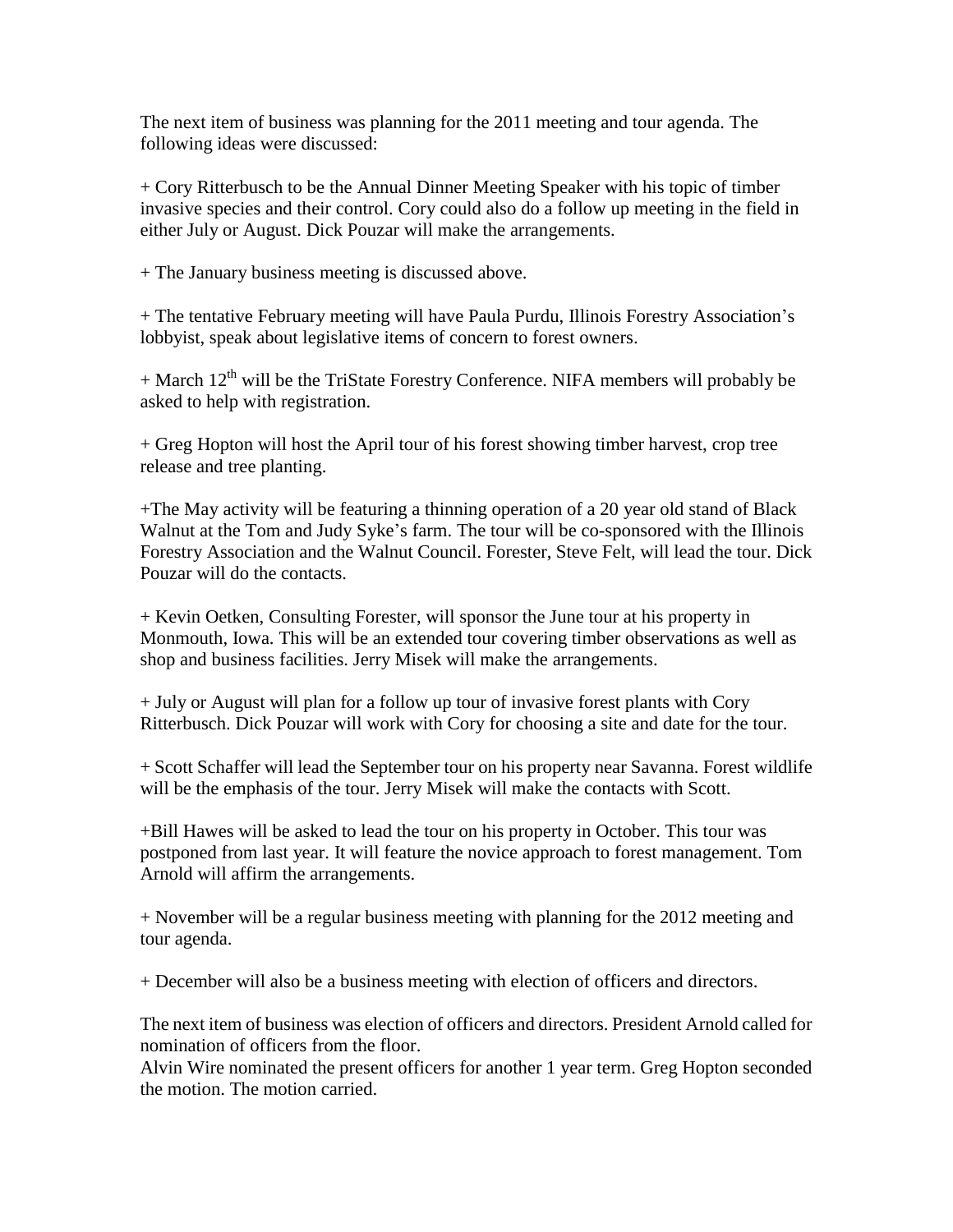The next item of business was planning for the 2011 meeting and tour agenda. The following ideas were discussed:

+ Cory Ritterbusch to be the Annual Dinner Meeting Speaker with his topic of timber invasive species and their control. Cory could also do a follow up meeting in the field in either July or August. Dick Pouzar will make the arrangements.

+ The January business meeting is discussed above.

+ The tentative February meeting will have Paula Purdu, Illinois Forestry Association's lobbyist, speak about legislative items of concern to forest owners.

+ March 12th will be the TriState Forestry Conference. NIFA members will probably be asked to help with registration.

+ Greg Hopton will host the April tour of his forest showing timber harvest, crop tree release and tree planting.

+The May activity will be featuring a thinning operation of a 20 year old stand of Black Walnut at the Tom and Judy Syke's farm. The tour will be co-sponsored with the Illinois Forestry Association and the Walnut Council. Forester, Steve Felt, will lead the tour. Dick Pouzar will do the contacts.

+ Kevin Oetken, Consulting Forester, will sponsor the June tour at his property in Monmouth, Iowa. This will be an extended tour covering timber observations as well as shop and business facilities. Jerry Misek will make the arrangements.

+ July or August will plan for a follow up tour of invasive forest plants with Cory Ritterbusch. Dick Pouzar will work with Cory for choosing a site and date for the tour.

+ Scott Schaffer will lead the September tour on his property near Savanna. Forest wildlife will be the emphasis of the tour. Jerry Misek will make the contacts with Scott.

+Bill Hawes will be asked to lead the tour on his property in October. This tour was postponed from last year. It will feature the novice approach to forest management. Tom Arnold will affirm the arrangements.

+ November will be a regular business meeting with planning for the 2012 meeting and tour agenda.

+ December will also be a business meeting with election of officers and directors.

The next item of business was election of officers and directors. President Arnold called for nomination of officers from the floor.
Alvin Wire nominated the present officers for another 1 year term. Greg Hopton seconded the motion. The motion carried.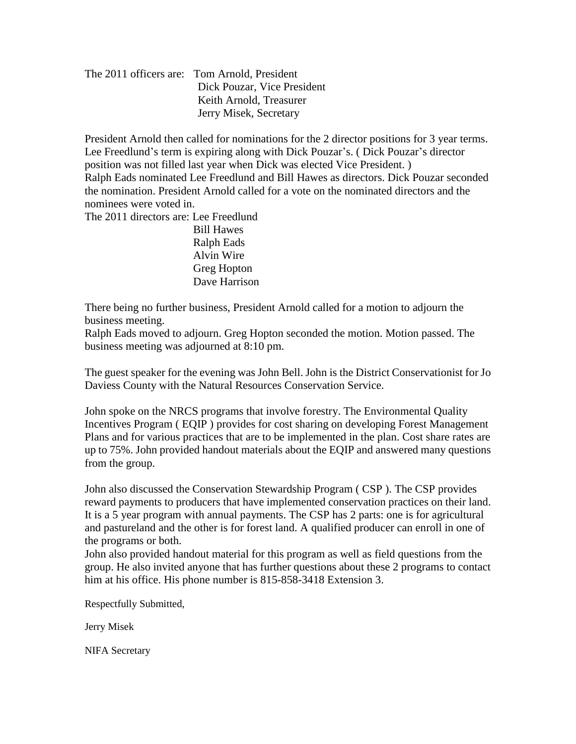The 2011 officers are: Tom Arnold, President
Dick Pouzar, Vice President
Keith Arnold, Treasurer
Jerry Misek, Secretary

President Arnold then called for nominations for the 2 director positions for 3 year terms. Lee Freedlund's term is expiring along with Dick Pouzar's. ( Dick Pouzar's director position was not filled last year when Dick was elected Vice President. )
Ralph Eads nominated Lee Freedlund and Bill Hawes as directors. Dick Pouzar seconded the nomination. President Arnold called for a vote on the nominated directors and the nominees were voted in.
The 2011 directors are: Lee Freedlund
Bill Hawes
Ralph Eads
Alvin Wire
Greg Hopton
Dave Harrison

There being no further business, President Arnold called for a motion to adjourn the business meeting.
Ralph Eads moved to adjourn. Greg Hopton seconded the motion. Motion passed. The business meeting was adjourned at 8:10 pm.

The guest speaker for the evening was John Bell. John is the District Conservationist for Jo Daviess County with the Natural Resources Conservation Service.

John spoke on the NRCS programs that involve forestry. The Environmental Quality Incentives Program ( EQIP ) provides for cost sharing on developing Forest Management Plans and for various practices that are to be implemented in the plan. Cost share rates are up to 75%. John provided handout materials about the EQIP and answered many questions from the group.

John also discussed the Conservation Stewardship Program ( CSP ). The CSP provides reward payments to producers that have implemented conservation practices on their land. It is a 5 year program with annual payments. The CSP has 2 parts: one is for agricultural and pastureland and the other is for forest land. A qualified producer can enroll in one of the programs or both.
John also provided handout material for this program as well as field questions from the group. He also invited anyone that has further questions about these 2 programs to contact him at his office. His phone number is 815-858-3418 Extension 3.

Respectfully Submitted,

Jerry Misek

NIFA Secretary